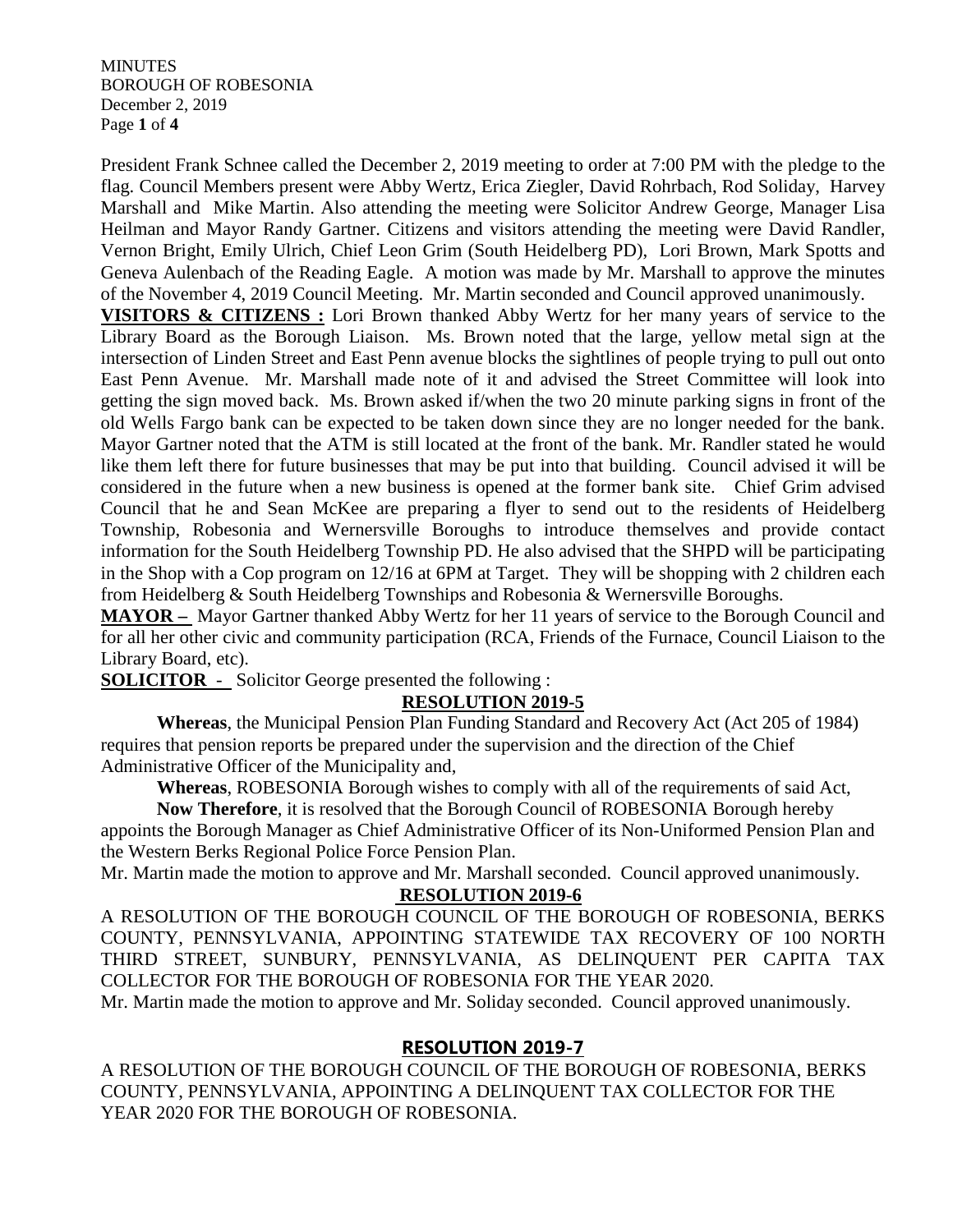President Frank Schnee called the December 2, 2019 meeting to order at 7:00 PM with the pledge to the flag. Council Members present were Abby Wertz, Erica Ziegler, David Rohrbach, Rod Soliday, Harvey Marshall and Mike Martin. Also attending the meeting were Solicitor Andrew George, Manager Lisa Heilman and Mayor Randy Gartner. Citizens and visitors attending the meeting were David Randler, Vernon Bright, Emily Ulrich, Chief Leon Grim (South Heidelberg PD), Lori Brown, Mark Spotts and Geneva Aulenbach of the Reading Eagle. A motion was made by Mr. Marshall to approve the minutes of the November 4, 2019 Council Meeting. Mr. Martin seconded and Council approved unanimously.

**VISITORS & CITIZENS :** Lori Brown thanked Abby Wertz for her many years of service to the Library Board as the Borough Liaison. Ms. Brown noted that the large, yellow metal sign at the intersection of Linden Street and East Penn avenue blocks the sightlines of people trying to pull out onto East Penn Avenue. Mr. Marshall made note of it and advised the Street Committee will look into getting the sign moved back. Ms. Brown asked if/when the two 20 minute parking signs in front of the old Wells Fargo bank can be expected to be taken down since they are no longer needed for the bank. Mayor Gartner noted that the ATM is still located at the front of the bank. Mr. Randler stated he would like them left there for future businesses that may be put into that building. Council advised it will be considered in the future when a new business is opened at the former bank site. Chief Grim advised Council that he and Sean McKee are preparing a flyer to send out to the residents of Heidelberg Township, Robesonia and Wernersville Boroughs to introduce themselves and provide contact information for the South Heidelberg Township PD. He also advised that the SHPD will be participating in the Shop with a Cop program on 12/16 at 6PM at Target. They will be shopping with 2 children each from Heidelberg & South Heidelberg Townships and Robesonia & Wernersville Boroughs.

**MAYOR –** Mayor Gartner thanked Abby Wertz for her 11 years of service to the Borough Council and for all her other civic and community participation (RCA, Friends of the Furnace, Council Liaison to the Library Board, etc).

**SOLICITOR** - Solicitor George presented the following :

**RESOLUTION 2019-5**

**Whereas**, the Municipal Pension Plan Funding Standard and Recovery Act (Act 205 of 1984) requires that pension reports be prepared under the supervision and the direction of the Chief Administrative Officer of the Municipality and,

**Whereas**, ROBESONIA Borough wishes to comply with all of the requirements of said Act,

**Now Therefore**, it is resolved that the Borough Council of ROBESONIA Borough hereby appoints the Borough Manager as Chief Administrative Officer of its Non-Uniformed Pension Plan and the Western Berks Regional Police Force Pension Plan.

Mr. Martin made the motion to approve and Mr. Marshall seconded. Council approved unanimously.

**RESOLUTION 2019-6**

A RESOLUTION OF THE BOROUGH COUNCIL OF THE BOROUGH OF ROBESONIA, BERKS COUNTY, PENNSYLVANIA, APPOINTING STATEWIDE TAX RECOVERY OF 100 NORTH THIRD STREET, SUNBURY, PENNSYLVANIA, AS DELINQUENT PER CAPITA TAX COLLECTOR FOR THE BOROUGH OF ROBESONIA FOR THE YEAR 2020.

Mr. Martin made the motion to approve and Mr. Soliday seconded. Council approved unanimously.

**RESOLUTION 2019-7**

A RESOLUTION OF THE BOROUGH COUNCIL OF THE BOROUGH OF ROBESONIA, BERKS COUNTY, PENNSYLVANIA, APPOINTING A DELINQUENT TAX COLLECTOR FOR THE YEAR 2020 FOR THE BOROUGH OF ROBESONIA.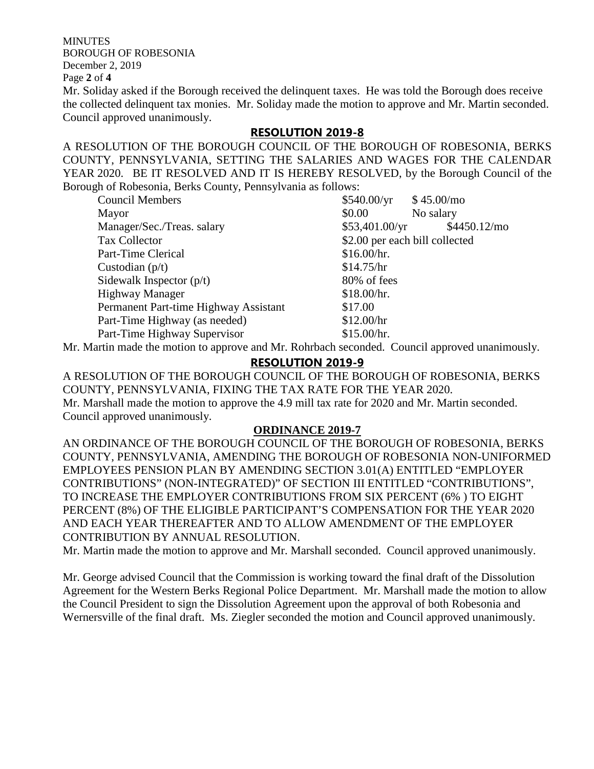Mr. Soliday asked if the Borough received the delinquent taxes. He was told the Borough does receive the collected delinquent tax monies. Mr. Soliday made the motion to approve and Mr. Martin seconded. Council approved unanimously.

## RESOLUTION 2019-8

A RESOLUTION OF THE BOROUGH COUNCIL OF THE BOROUGH OF ROBESONIA, BERKS COUNTY, PENNSYLVANIA, SETTING THE SALARIES AND WAGES FOR THE CALENDAR YEAR 2020. BE IT RESOLVED AND IT IS HEREBY RESOLVED, by the Borough Council of the Borough of Robesonia, Berks County, Pennsylvania as follows:

| | | |
|---|---|---|
| Council Members | $540.00/yr | $ 45.00/mo |
| Mayor | $0.00 | No salary |
| Manager/Sec./Treas. salary | $53,401.00/yr | $4450.12/mo |
| Tax Collector | $2.00 per each bill collected | |
| Part-Time Clerical | $16.00/hr. | |
| Custodian (p/t) | $14.75/hr | |
| Sidewalk Inspector (p/t) | 80% of fees | |
| Highway Manager | $18.00/hr. | |
| Permanent Part-time Highway Assistant | $17.00 | |
| Part-Time Highway (as needed) | $12.00/hr | |
| Part-Time Highway Supervisor | $15.00/hr. | |

Mr. Martin made the motion to approve and Mr. Rohrbach seconded. Council approved unanimously.

## RESOLUTION 2019-9

A RESOLUTION OF THE BOROUGH COUNCIL OF THE BOROUGH OF ROBESONIA, BERKS COUNTY, PENNSYLVANIA, FIXING THE TAX RATE FOR THE YEAR 2020.
Mr. Marshall made the motion to approve the 4.9 mill tax rate for 2020 and Mr. Martin seconded. Council approved unanimously.

## ORDINANCE 2019-7

AN ORDINANCE OF THE BOROUGH COUNCIL OF THE BOROUGH OF ROBESONIA, BERKS COUNTY, PENNSYLVANIA, AMENDING THE BOROUGH OF ROBESONIA NON-UNIFORMED EMPLOYEES PENSION PLAN BY AMENDING SECTION 3.01(A) ENTITLED "EMPLOYER CONTRIBUTIONS" (NON-INTEGRATED)" OF SECTION III ENTITLED "CONTRIBUTIONS", TO INCREASE THE EMPLOYER CONTRIBUTIONS FROM SIX PERCENT (6% ) TO EIGHT PERCENT (8%) OF THE ELIGIBLE PARTICIPANT'S COMPENSATION FOR THE YEAR 2020 AND EACH YEAR THEREAFTER AND TO ALLOW AMENDMENT OF THE EMPLOYER CONTRIBUTION BY ANNUAL RESOLUTION.
Mr. Martin made the motion to approve and Mr. Marshall seconded. Council approved unanimously.

Mr. George advised Council that the Commission is working toward the final draft of the Dissolution Agreement for the Western Berks Regional Police Department. Mr. Marshall made the motion to allow the Council President to sign the Dissolution Agreement upon the approval of both Robesonia and Wernersville of the final draft. Ms. Ziegler seconded the motion and Council approved unanimously.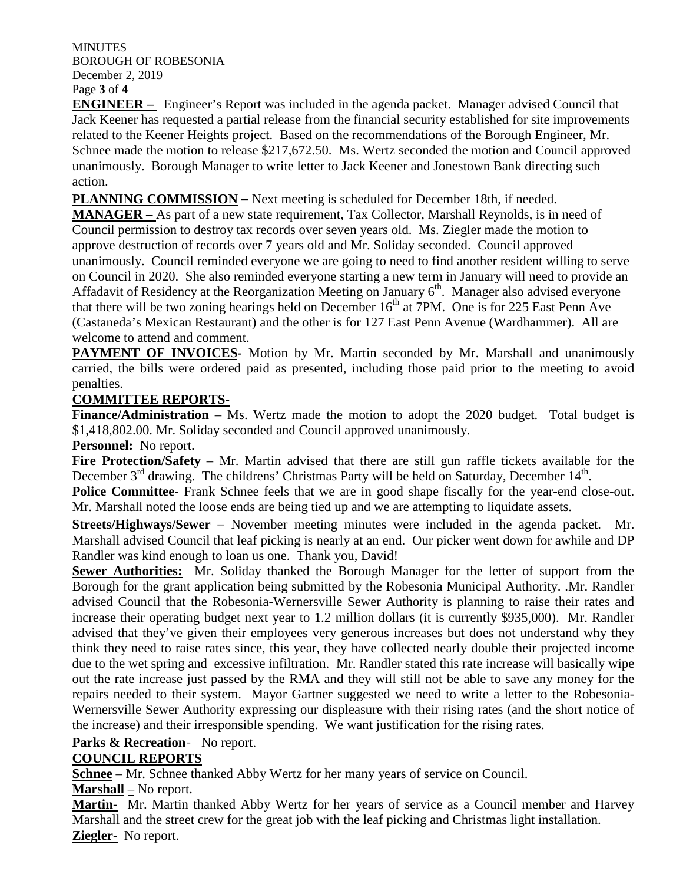**ENGINEER –** Engineer's Report was included in the agenda packet. Manager advised Council that Jack Keener has requested a partial release from the financial security established for site improvements related to the Keener Heights project. Based on the recommendations of the Borough Engineer, Mr. Schnee made the motion to release $217,672.50. Ms. Wertz seconded the motion and Council approved unanimously. Borough Manager to write letter to Jack Keener and Jonestown Bank directing such action.

**PLANNING COMMISSION –** Next meeting is scheduled for December 18th, if needed.

**MANAGER –** As part of a new state requirement, Tax Collector, Marshall Reynolds, is in need of Council permission to destroy tax records over seven years old. Ms. Ziegler made the motion to approve destruction of records over 7 years old and Mr. Soliday seconded. Council approved unanimously. Council reminded everyone we are going to need to find another resident willing to serve on Council in 2020. She also reminded everyone starting a new term in January will need to provide an Affadavit of Residency at the Reorganization Meeting on January 6th. Manager also advised everyone that there will be two zoning hearings held on December 16th at 7PM. One is for 225 East Penn Ave (Castaneda's Mexican Restaurant) and the other is for 127 East Penn Avenue (Wardhammer). All are welcome to attend and comment.

**PAYMENT OF INVOICES-** Motion by Mr. Martin seconded by Mr. Marshall and unanimously carried, the bills were ordered paid as presented, including those paid prior to the meeting to avoid penalties.

**COMMITTEE REPORTS-**

**Finance/Administration** – Ms. Wertz made the motion to adopt the 2020 budget. Total budget is $1,418,802.00. Mr. Soliday seconded and Council approved unanimously.

**Personnel:** No report.

**Fire Protection/Safety** – Mr. Martin advised that there are still gun raffle tickets available for the December 3rd drawing. The childrens' Christmas Party will be held on Saturday, December 14th.

**Police Committee-** Frank Schnee feels that we are in good shape fiscally for the year-end close-out. Mr. Marshall noted the loose ends are being tied up and we are attempting to liquidate assets.

**Streets/Highways/Sewer** – November meeting minutes were included in the agenda packet. Mr. Marshall advised Council that leaf picking is nearly at an end. Our picker went down for awhile and DP Randler was kind enough to loan us one. Thank you, David!

**Sewer Authorities:** Mr. Soliday thanked the Borough Manager for the letter of support from the Borough for the grant application being submitted by the Robesonia Municipal Authority. .Mr. Randler advised Council that the Robesonia-Wernersville Sewer Authority is planning to raise their rates and increase their operating budget next year to 1.2 million dollars (it is currently $935,000). Mr. Randler advised that they've given their employees very generous increases but does not understand why they think they need to raise rates since, this year, they have collected nearly double their projected income due to the wet spring and excessive infiltration. Mr. Randler stated this rate increase will basically wipe out the rate increase just passed by the RMA and they will still not be able to save any money for the repairs needed to their system. Mayor Gartner suggested we need to write a letter to the Robesonia-Wernersville Sewer Authority expressing our displeasure with their rising rates (and the short notice of the increase) and their irresponsible spending. We want justification for the rising rates.

**Parks & Recreation**- No report.

**COUNCIL REPORTS**

**Schnee** – Mr. Schnee thanked Abby Wertz for her many years of service on Council.

**Marshall** – No report.

**Martin-** Mr. Martin thanked Abby Wertz for her years of service as a Council member and Harvey Marshall and the street crew for the great job with the leaf picking and Christmas light installation.

**Ziegler-** No report.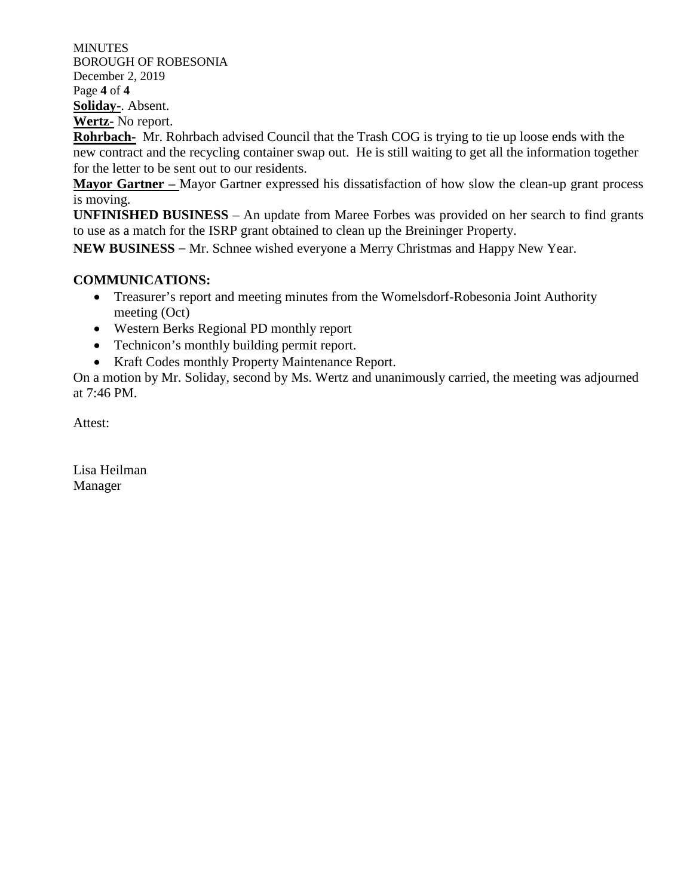**Soliday-**. Absent.

**Wertz-** No report.

**Rohrbach-** Mr. Rohrbach advised Council that the Trash COG is trying to tie up loose ends with the new contract and the recycling container swap out. He is still waiting to get all the information together for the letter to be sent out to our residents.

**Mayor Gartner –** Mayor Gartner expressed his dissatisfaction of how slow the clean-up grant process is moving.

**UNFINISHED BUSINESS** – An update from Maree Forbes was provided on her search to find grants to use as a match for the ISRP grant obtained to clean up the Breininger Property.

**NEW BUSINESS** – Mr. Schnee wished everyone a Merry Christmas and Happy New Year.

**COMMUNICATIONS:**

- Treasurer's report and meeting minutes from the Womelsdorf-Robesonia Joint Authority meeting (Oct)
- Western Berks Regional PD monthly report
- Technicon's monthly building permit report.
- Kraft Codes monthly Property Maintenance Report.

On a motion by Mr. Soliday, second by Ms. Wertz and unanimously carried, the meeting was adjourned at 7:46 PM.

Attest:

Lisa Heilman
Manager